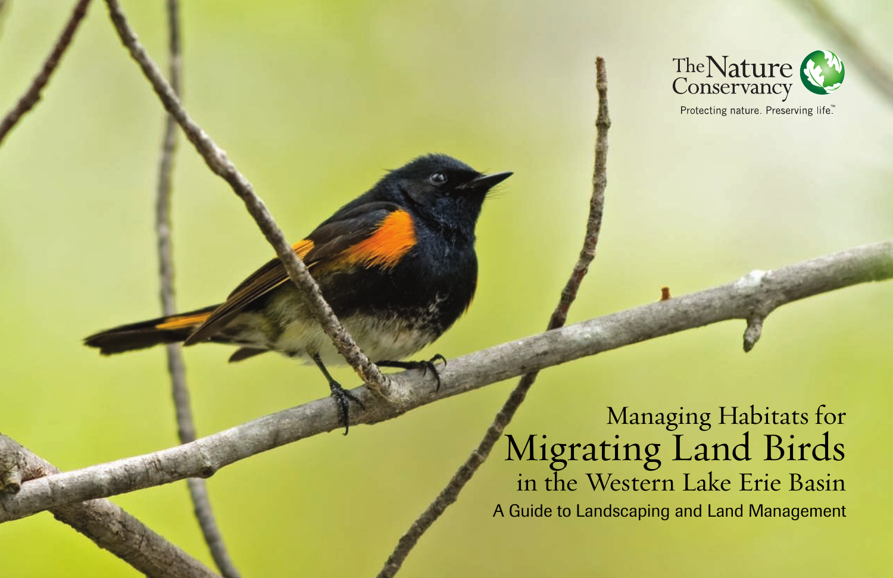The Nature Conservancy

Protecting nature. Preserving life.™

# Managing Habitats for Migrating Land Birds in the Western Lake Erie Basin

## A Guide to Landscaping and Land Management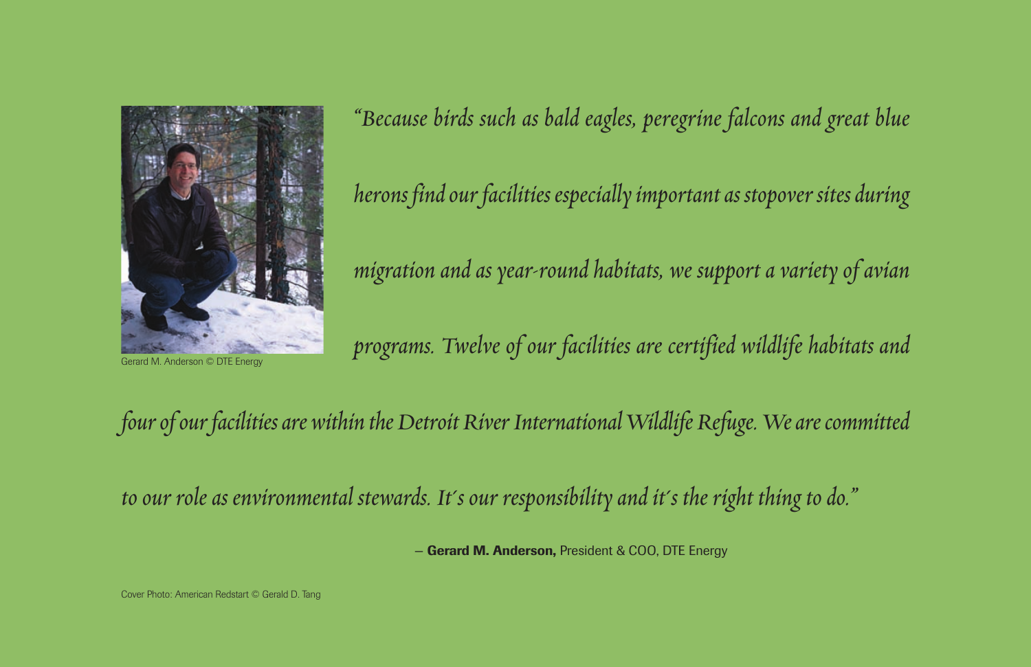Gerard M. Anderson © DTE Energy

*"Because birds such as bald eagles, peregrine falcons and great blue herons find our facilities especially important as stopover sites during migration and as year-round habitats, we support a variety of avian programs. Twelve of our facilities are certified wildlife habitats and four of our facilities are within the Detroit River International Wildlife Refuge. We are committed to our role as environmental stewards. It's our responsibility and it's the right thing to do."*

– **Gerard M. Anderson,** President & COO, DTE Energy

Cover Photo: American Redstart © Gerald D. Tang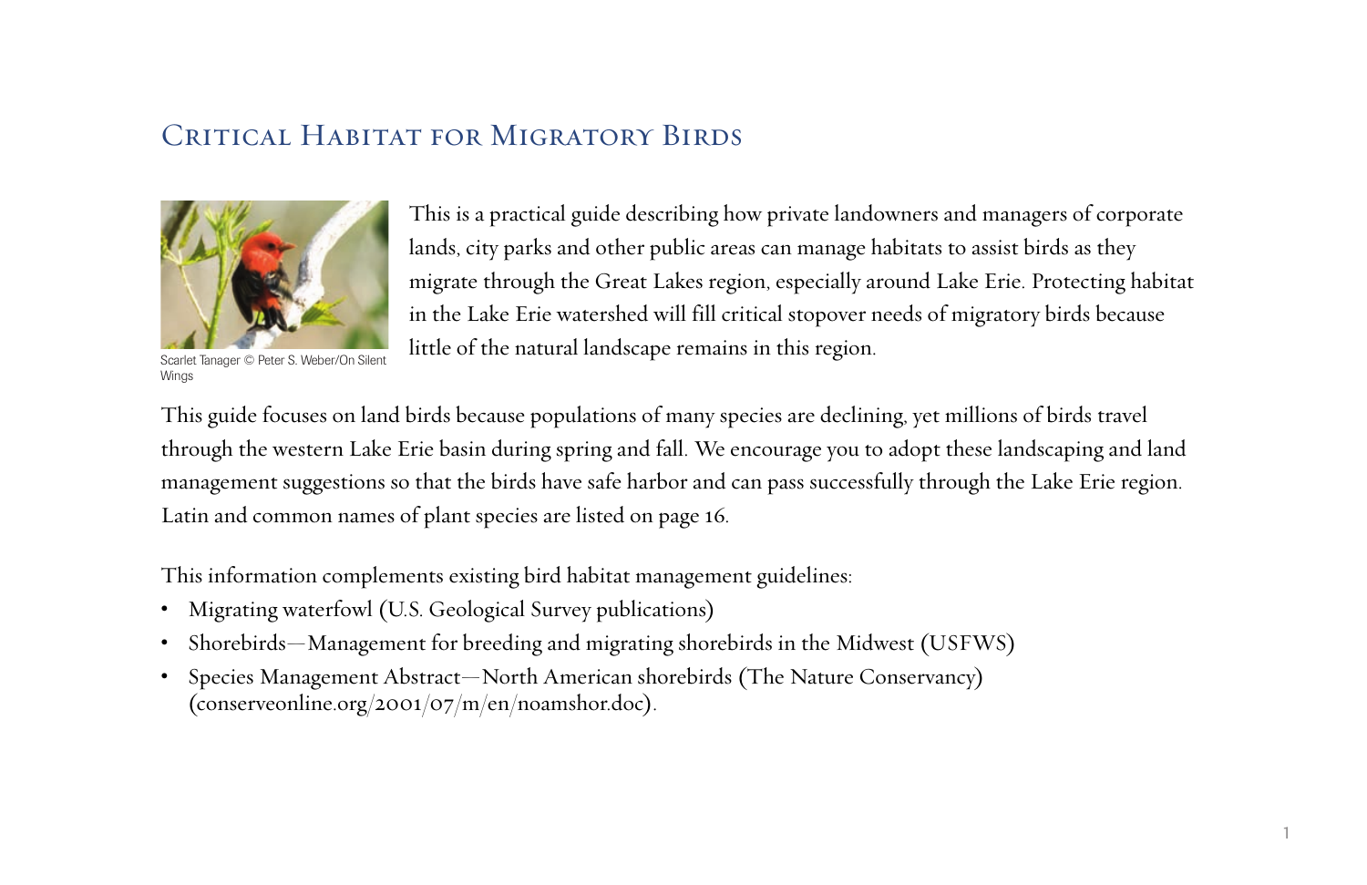# Critical Habitat for Migratory Birds

Scarlet Tanager © Peter S. Weber/On Silent Wings

This is a practical guide describing how private landowners and managers of corporate lands, city parks and other public areas can manage habitats to assist birds as they migrate through the Great Lakes region, especially around Lake Erie. Protecting habitat in the Lake Erie watershed will fill critical stopover needs of migratory birds because little of the natural landscape remains in this region.

This guide focuses on land birds because populations of many species are declining, yet millions of birds travel through the western Lake Erie basin during spring and fall. We encourage you to adopt these landscaping and land management suggestions so that the birds have safe harbor and can pass successfully through the Lake Erie region. Latin and common names of plant species are listed on page 16.

This information complements existing bird habitat management guidelines:

- Migrating waterfowl (U.S. Geological Survey publications)
- Shorebirds—Management for breeding and migrating shorebirds in the Midwest (USFWS)
- Species Management Abstract—North American shorebirds (The Nature Conservancy) (conserveonline.org/2001/07/m/en/noamshor.doc).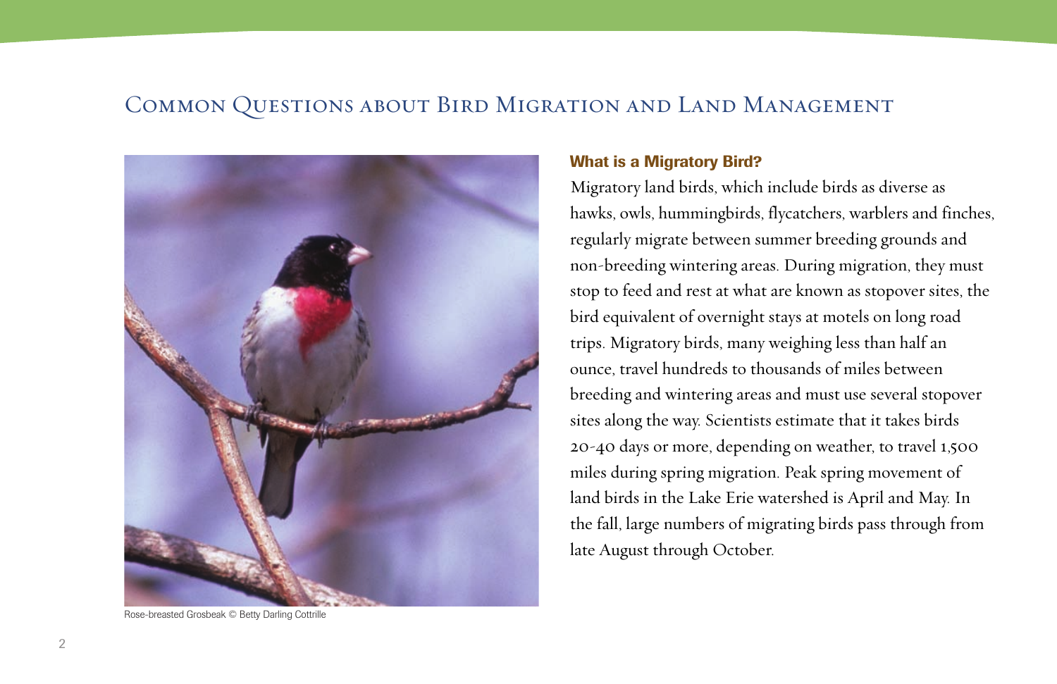# Common Questions about Bird Migration and Land Management

Rose-breasted Grosbeak © Betty Darling Cottrille

## What is a Migratory Bird?

Migratory land birds, which include birds as diverse as hawks, owls, hummingbirds, flycatchers, warblers and finches, regularly migrate between summer breeding grounds and non-breeding wintering areas. During migration, they must stop to feed and rest at what are known as stopover sites, the bird equivalent of overnight stays at motels on long road trips. Migratory birds, many weighing less than half an ounce, travel hundreds to thousands of miles between breeding and wintering areas and must use several stopover sites along the way. Scientists estimate that it takes birds 20-40 days or more, depending on weather, to travel 1,500 miles during spring migration. Peak spring movement of land birds in the Lake Erie watershed is April and May. In the fall, large numbers of migrating birds pass through from late August through October.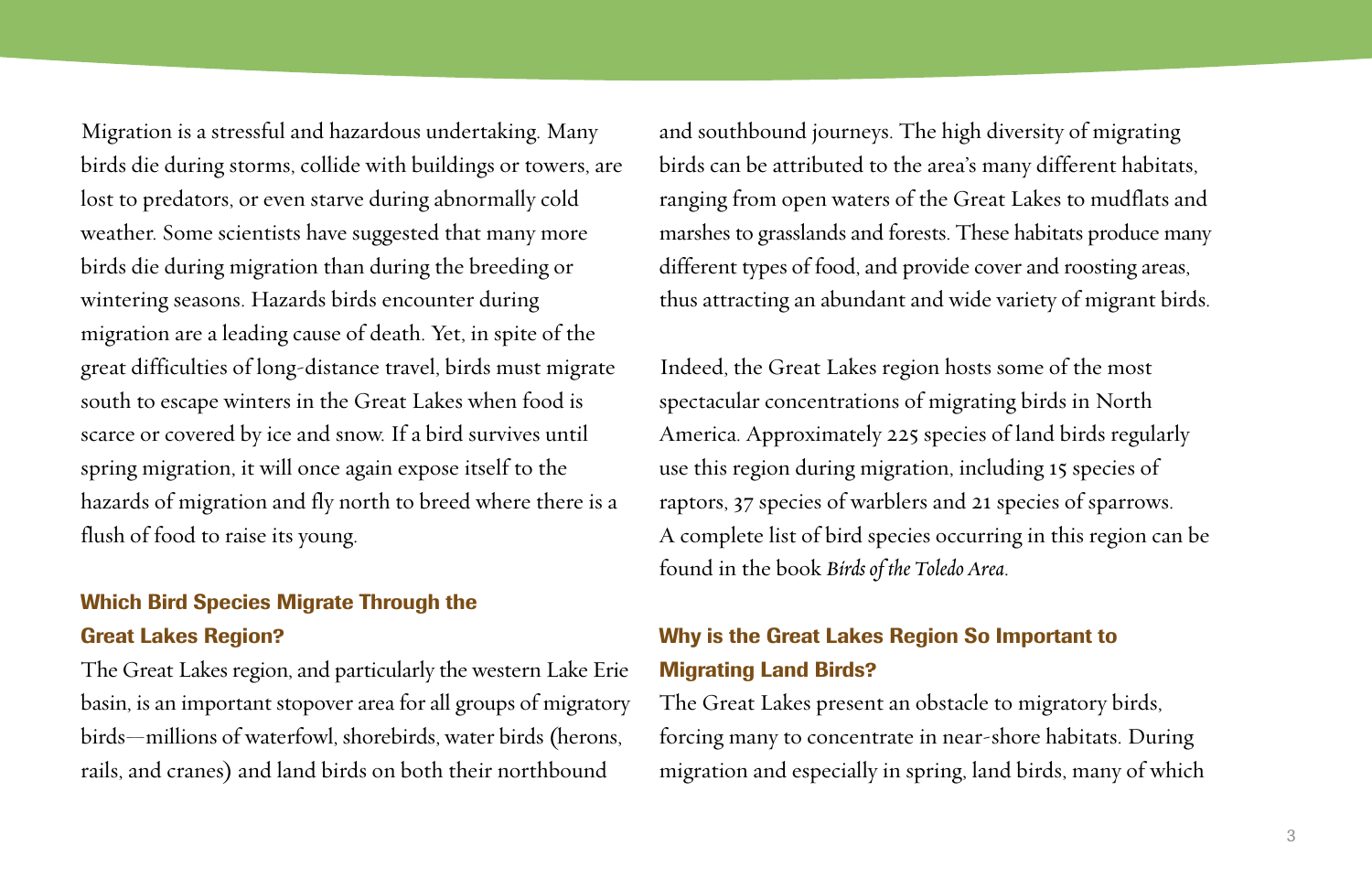Migration is a stressful and hazardous undertaking. Many birds die during storms, collide with buildings or towers, are lost to predators, or even starve during abnormally cold weather. Some scientists have suggested that many more birds die during migration than during the breeding or wintering seasons. Hazards birds encounter during migration are a leading cause of death. Yet, in spite of the great difficulties of long-distance travel, birds must migrate south to escape winters in the Great Lakes when food is scarce or covered by ice and snow. If a bird survives until spring migration, it will once again expose itself to the hazards of migration and fly north to breed where there is a flush of food to raise its young.

## Which Bird Species Migrate Through the Great Lakes Region?

The Great Lakes region, and particularly the western Lake Erie basin, is an important stopover area for all groups of migratory birds—millions of waterfowl, shorebirds, water birds (herons, rails, and cranes) and land birds on both their northbound and southbound journeys. The high diversity of migrating birds can be attributed to the area's many different habitats, ranging from open waters of the Great Lakes to mudflats and marshes to grasslands and forests. These habitats produce many different types of food, and provide cover and roosting areas, thus attracting an abundant and wide variety of migrant birds.

Indeed, the Great Lakes region hosts some of the most spectacular concentrations of migrating birds in North America. Approximately 225 species of land birds regularly use this region during migration, including 15 species of raptors, 37 species of warblers and 21 species of sparrows. A complete list of bird species occurring in this region can be found in the book *Birds of the Toledo Area*.

## Why is the Great Lakes Region So Important to Migrating Land Birds?

The Great Lakes present an obstacle to migratory birds, forcing many to concentrate in near-shore habitats. During migration and especially in spring, land birds, many of which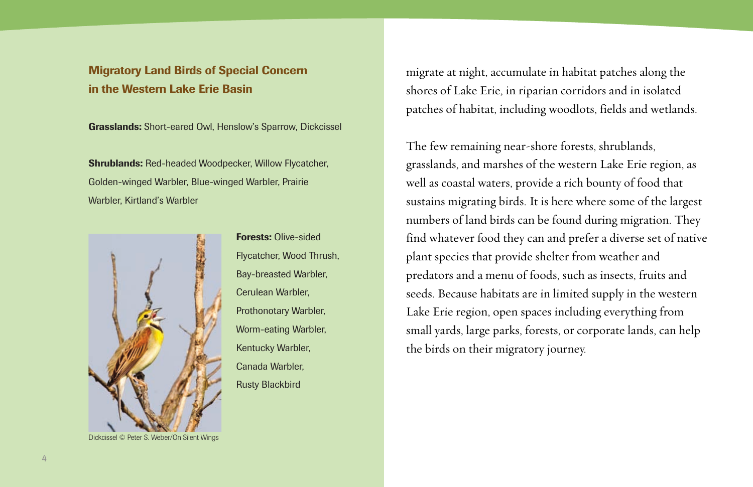## Migratory Land Birds of Special Concern in the Western Lake Erie Basin

**Grasslands:** Short-eared Owl, Henslow's Sparrow, Dickcissel

**Shrublands:** Red-headed Woodpecker, Willow Flycatcher, Golden-winged Warbler, Blue-winged Warbler, Prairie Warbler, Kirtland's Warbler

**Forests:** Olive-sided Flycatcher, Wood Thrush, Bay-breasted Warbler, Cerulean Warbler, Prothonotary Warbler, Worm-eating Warbler, Kentucky Warbler, Canada Warbler, Rusty Blackbird

Dickcissel © Peter S. Weber/On Silent Wings

migrate at night, accumulate in habitat patches along the shores of Lake Erie, in riparian corridors and in isolated patches of habitat, including woodlots, fields and wetlands.

The few remaining near-shore forests, shrublands, grasslands, and marshes of the western Lake Erie region, as well as coastal waters, provide a rich bounty of food that sustains migrating birds. It is here where some of the largest numbers of land birds can be found during migration. They find whatever food they can and prefer a diverse set of native plant species that provide shelter from weather and predators and a menu of foods, such as insects, fruits and seeds. Because habitats are in limited supply in the western Lake Erie region, open spaces including everything from small yards, large parks, forests, or corporate lands, can help the birds on their migratory journey.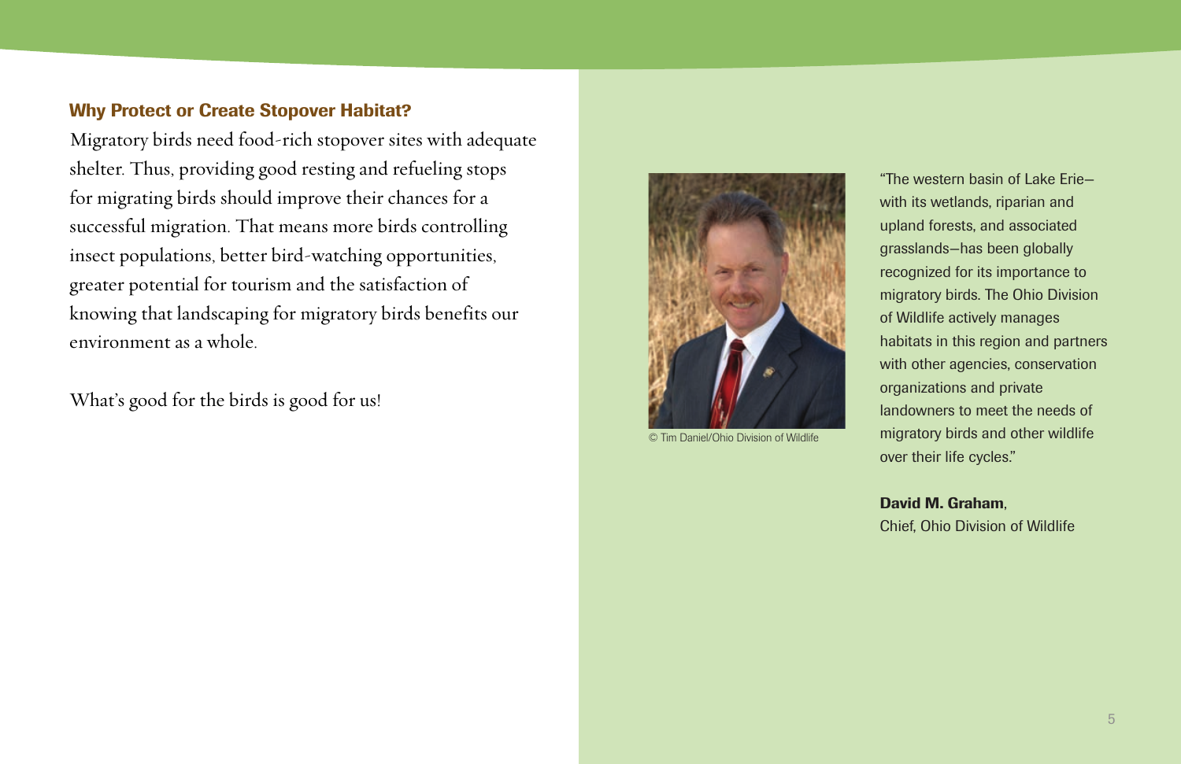### Why Protect or Create Stopover Habitat?

Migratory birds need food-rich stopover sites with adequate shelter. Thus, providing good resting and refueling stops for migrating birds should improve their chances for a successful migration. That means more birds controlling insect populations, better bird-watching opportunities, greater potential for tourism and the satisfaction of knowing that landscaping for migratory birds benefits our environment as a whole.

What's good for the birds is good for us!

© Tim Daniel/Ohio Division of Wildlife

"The western basin of Lake Erie—with its wetlands, riparian and upland forests, and associated grasslands—has been globally recognized for its importance to migratory birds. The Ohio Division of Wildlife actively manages habitats in this region and partners with other agencies, conservation organizations and private landowners to meet the needs of migratory birds and other wildlife over their life cycles."

**David M. Graham**,
Chief, Ohio Division of Wildlife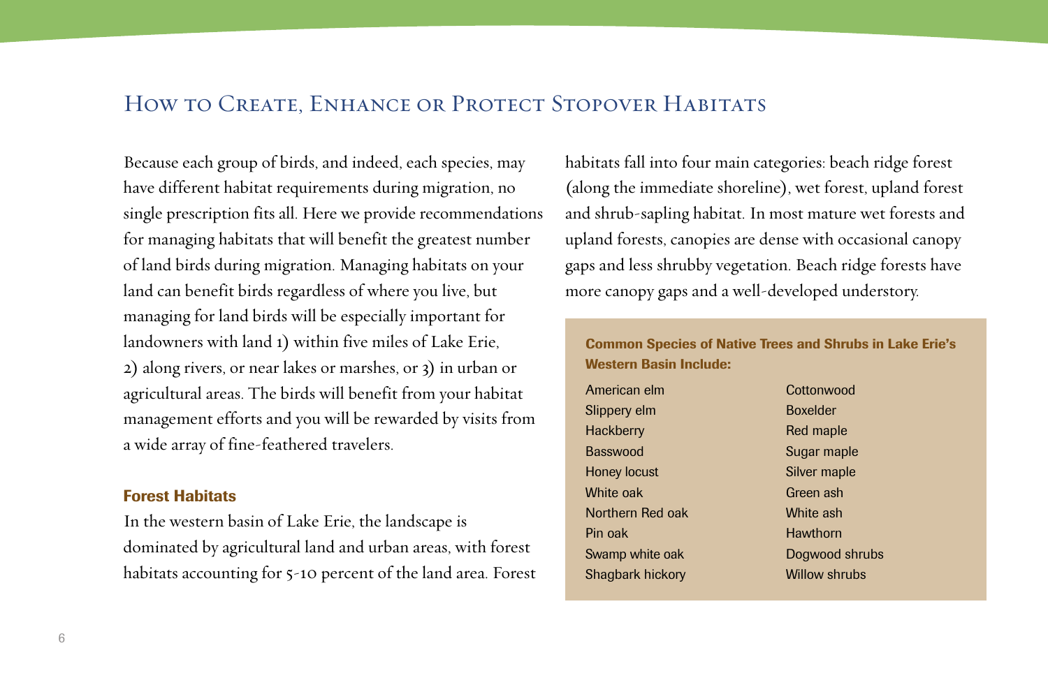## How to Create, Enhance or Protect Stopover Habitats

Because each group of birds, and indeed, each species, may have different habitat requirements during migration, no single prescription fits all. Here we provide recommendations for managing habitats that will benefit the greatest number of land birds during migration. Managing habitats on your land can benefit birds regardless of where you live, but managing for land birds will be especially important for landowners with land 1) within five miles of Lake Erie, 2) along rivers, or near lakes or marshes, or 3) in urban or agricultural areas. The birds will benefit from your habitat management efforts and you will be rewarded by visits from a wide array of fine-feathered travelers.

### Forest Habitats

In the western basin of Lake Erie, the landscape is dominated by agricultural land and urban areas, with forest habitats accounting for 5-10 percent of the land area. Forest habitats fall into four main categories: beach ridge forest (along the immediate shoreline), wet forest, upland forest and shrub-sapling habitat. In most mature wet forests and upland forests, canopies are dense with occasional canopy gaps and less shrubby vegetation. Beach ridge forests have more canopy gaps and a well-developed understory.

**Common Species of Native Trees and Shrubs in Lake Erie's Western Basin Include:**

- American elm
- Slippery elm
- Hackberry
- Basswood
- Honey locust
- White oak
- Northern Red oak
- Pin oak
- Swamp white oak
- Shagbark hickory
- Cottonwood
- Boxelder
- Red maple
- Sugar maple
- Silver maple
- Green ash
- White ash
- Hawthorn
- Dogwood shrubs
- Willow shrubs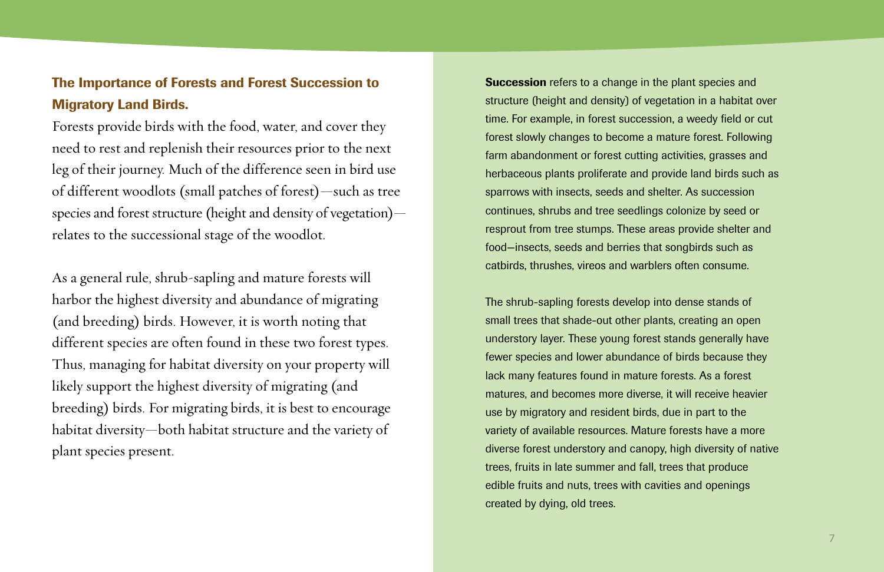## The Importance of Forests and Forest Succession to Migratory Land Birds.

Forests provide birds with the food, water, and cover they need to rest and replenish their resources prior to the next leg of their journey. Much of the difference seen in bird use of different woodlots (small patches of forest)—such as tree species and forest structure (height and density of vegetation)—relates to the successional stage of the woodlot.

As a general rule, shrub-sapling and mature forests will harbor the highest diversity and abundance of migrating (and breeding) birds. However, it is worth noting that different species are often found in these two forest types. Thus, managing for habitat diversity on your property will likely support the highest diversity of migrating (and breeding) birds. For migrating birds, it is best to encourage habitat diversity—both habitat structure and the variety of plant species present.

**Succession** refers to a change in the plant species and structure (height and density) of vegetation in a habitat over time. For example, in forest succession, a weedy field or cut forest slowly changes to become a mature forest. Following farm abandonment or forest cutting activities, grasses and herbaceous plants proliferate and provide land birds such as sparrows with insects, seeds and shelter. As succession continues, shrubs and tree seedlings colonize by seed or resprout from tree stumps. These areas provide shelter and food—insects, seeds and berries that songbirds such as catbirds, thrushes, vireos and warblers often consume.

The shrub-sapling forests develop into dense stands of small trees that shade-out other plants, creating an open understory layer. These young forest stands generally have fewer species and lower abundance of birds because they lack many features found in mature forests. As a forest matures, and becomes more diverse, it will receive heavier use by migratory and resident birds, due in part to the variety of available resources. Mature forests have a more diverse forest understory and canopy, high diversity of native trees, fruits in late summer and fall, trees that produce edible fruits and nuts, trees with cavities and openings created by dying, old trees.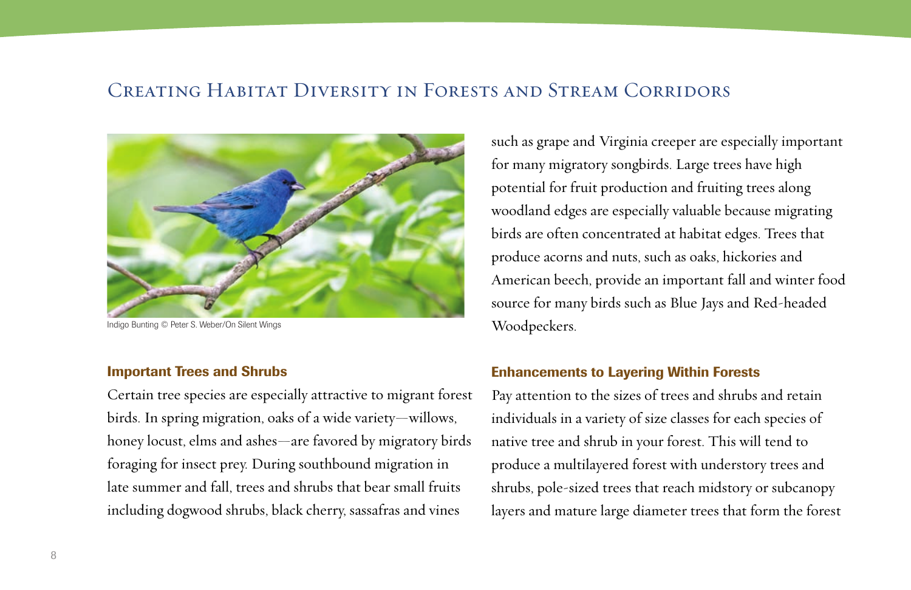# Creating Habitat Diversity in Forests and Stream Corridors

Indigo Bunting © Peter S. Weber/On Silent Wings

## Important Trees and Shrubs

Certain tree species are especially attractive to migrant forest birds. In spring migration, oaks of a wide variety—willows, honey locust, elms and ashes—are favored by migratory birds foraging for insect prey. During southbound migration in late summer and fall, trees and shrubs that bear small fruits including dogwood shrubs, black cherry, sassafras and vines such as grape and Virginia creeper are especially important for many migratory songbirds. Large trees have high potential for fruit production and fruiting trees along woodland edges are especially valuable because migrating birds are often concentrated at habitat edges. Trees that produce acorns and nuts, such as oaks, hickories and American beech, provide an important fall and winter food source for many birds such as Blue Jays and Red-headed Woodpeckers.

## Enhancements to Layering Within Forests

Pay attention to the sizes of trees and shrubs and retain individuals in a variety of size classes for each species of native tree and shrub in your forest. This will tend to produce a multilayered forest with understory trees and shrubs, pole-sized trees that reach midstory or subcanopy layers and mature large diameter trees that form the forest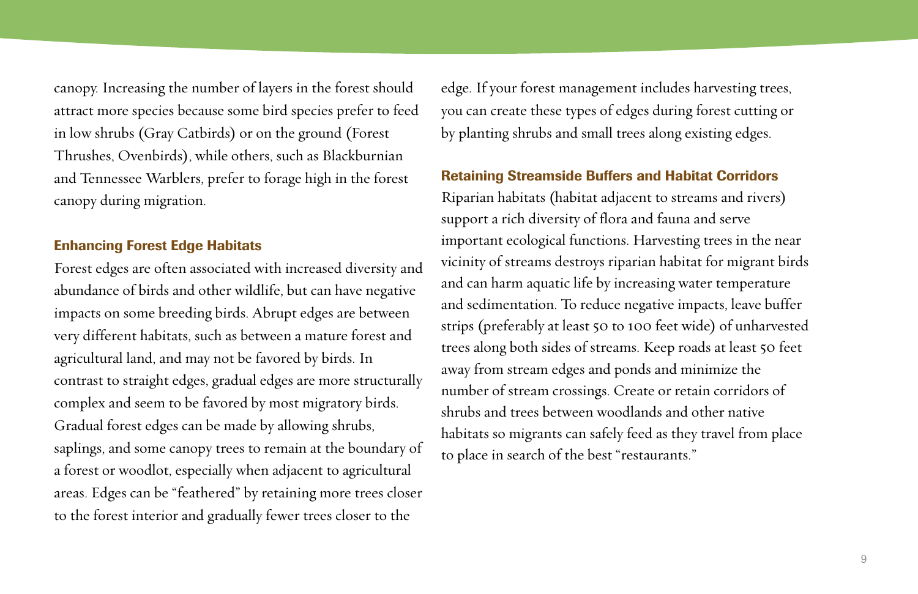canopy. Increasing the number of layers in the forest should attract more species because some bird species prefer to feed in low shrubs (Gray Catbirds) or on the ground (Forest Thrushes, Ovenbirds), while others, such as Blackburnian and Tennessee Warblers, prefer to forage high in the forest canopy during migration.

## Enhancing Forest Edge Habitats

Forest edges are often associated with increased diversity and abundance of birds and other wildlife, but can have negative impacts on some breeding birds. Abrupt edges are between very different habitats, such as between a mature forest and agricultural land, and may not be favored by birds. In contrast to straight edges, gradual edges are more structurally complex and seem to be favored by most migratory birds. Gradual forest edges can be made by allowing shrubs, saplings, and some canopy trees to remain at the boundary of a forest or woodlot, especially when adjacent to agricultural areas. Edges can be "feathered" by retaining more trees closer to the forest interior and gradually fewer trees closer to the edge. If your forest management includes harvesting trees, you can create these types of edges during forest cutting or by planting shrubs and small trees along existing edges.

## Retaining Streamside Buffers and Habitat Corridors

Riparian habitats (habitat adjacent to streams and rivers) support a rich diversity of flora and fauna and serve important ecological functions. Harvesting trees in the near vicinity of streams destroys riparian habitat for migrant birds and can harm aquatic life by increasing water temperature and sedimentation. To reduce negative impacts, leave buffer strips (preferably at least 50 to 100 feet wide) of unharvested trees along both sides of streams. Keep roads at least 50 feet away from stream edges and ponds and minimize the number of stream crossings. Create or retain corridors of shrubs and trees between woodlands and other native habitats so migrants can safely feed as they travel from place to place in search of the best "restaurants."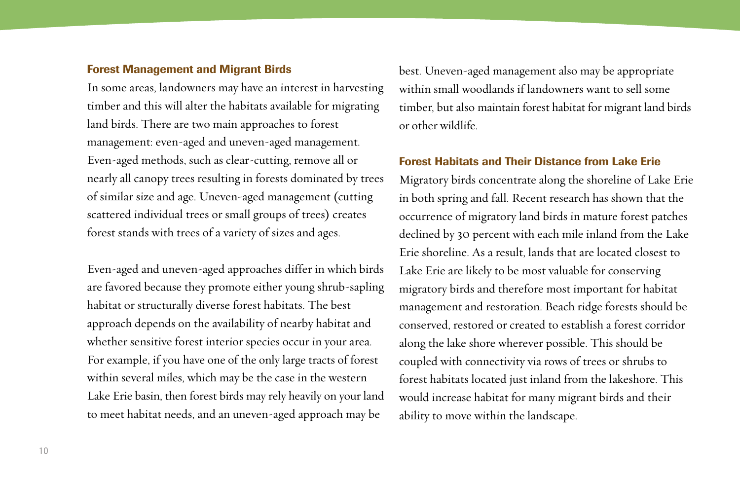### Forest Management and Migrant Birds

In some areas, landowners may have an interest in harvesting timber and this will alter the habitats available for migrating land birds. There are two main approaches to forest management: even-aged and uneven-aged management. Even-aged methods, such as clear-cutting, remove all or nearly all canopy trees resulting in forests dominated by trees of similar size and age. Uneven-aged management (cutting scattered individual trees or small groups of trees) creates forest stands with trees of a variety of sizes and ages.

Even-aged and uneven-aged approaches differ in which birds are favored because they promote either young shrub-sapling habitat or structurally diverse forest habitats. The best approach depends on the availability of nearby habitat and whether sensitive forest interior species occur in your area. For example, if you have one of the only large tracts of forest within several miles, which may be the case in the western Lake Erie basin, then forest birds may rely heavily on your land to meet habitat needs, and an uneven-aged approach may be best. Uneven-aged management also may be appropriate within small woodlands if landowners want to sell some timber, but also maintain forest habitat for migrant land birds or other wildlife.

### Forest Habitats and Their Distance from Lake Erie

Migratory birds concentrate along the shoreline of Lake Erie in both spring and fall. Recent research has shown that the occurrence of migratory land birds in mature forest patches declined by 30 percent with each mile inland from the Lake Erie shoreline. As a result, lands that are located closest to Lake Erie are likely to be most valuable for conserving migratory birds and therefore most important for habitat management and restoration. Beach ridge forests should be conserved, restored or created to establish a forest corridor along the lake shore wherever possible. This should be coupled with connectivity via rows of trees or shrubs to forest habitats located just inland from the lakeshore. This would increase habitat for many migrant birds and their ability to move within the landscape.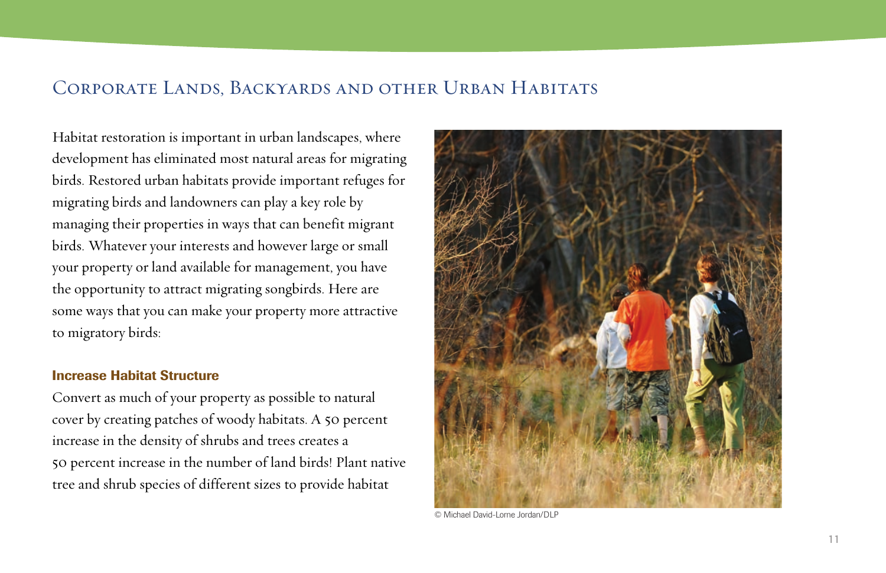## Corporate Lands, Backyards and other Urban Habitats

Habitat restoration is important in urban landscapes, where development has eliminated most natural areas for migrating birds. Restored urban habitats provide important refuges for migrating birds and landowners can play a key role by managing their properties in ways that can benefit migrant birds. Whatever your interests and however large or small your property or land available for management, you have the opportunity to attract migrating songbirds. Here are some ways that you can make your property more attractive to migratory birds:

### Increase Habitat Structure

Convert as much of your property as possible to natural cover by creating patches of woody habitats. A 50 percent increase in the density of shrubs and trees creates a 50 percent increase in the number of land birds! Plant native tree and shrub species of different sizes to provide habitat

© Michael David-Lorne Jordan/DLP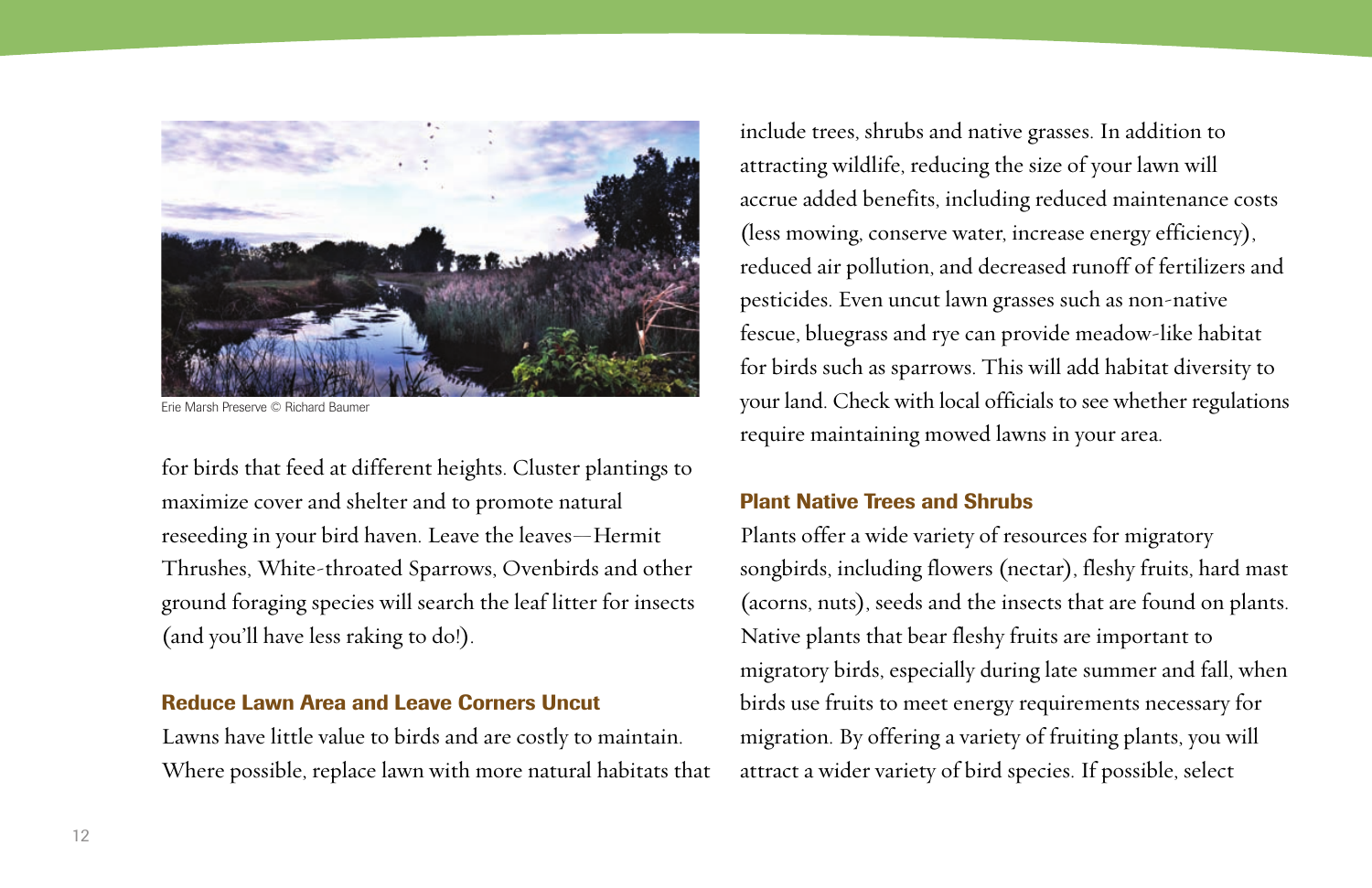Erie Marsh Preserve © Richard Baumer

for birds that feed at different heights. Cluster plantings to maximize cover and shelter and to promote natural reseeding in your bird haven. Leave the leaves—Hermit Thrushes, White-throated Sparrows, Ovenbirds and other ground foraging species will search the leaf litter for insects (and you'll have less raking to do!).

### Reduce Lawn Area and Leave Corners Uncut

Lawns have little value to birds and are costly to maintain. Where possible, replace lawn with more natural habitats that include trees, shrubs and native grasses. In addition to attracting wildlife, reducing the size of your lawn will accrue added benefits, including reduced maintenance costs (less mowing, conserve water, increase energy efficiency), reduced air pollution, and decreased runoff of fertilizers and pesticides. Even uncut lawn grasses such as non-native fescue, bluegrass and rye can provide meadow-like habitat for birds such as sparrows. This will add habitat diversity to your land. Check with local officials to see whether regulations require maintaining mowed lawns in your area.

### Plant Native Trees and Shrubs

Plants offer a wide variety of resources for migratory songbirds, including flowers (nectar), fleshy fruits, hard mast (acorns, nuts), seeds and the insects that are found on plants. Native plants that bear fleshy fruits are important to migratory birds, especially during late summer and fall, when birds use fruits to meet energy requirements necessary for migration. By offering a variety of fruiting plants, you will attract a wider variety of bird species. If possible, select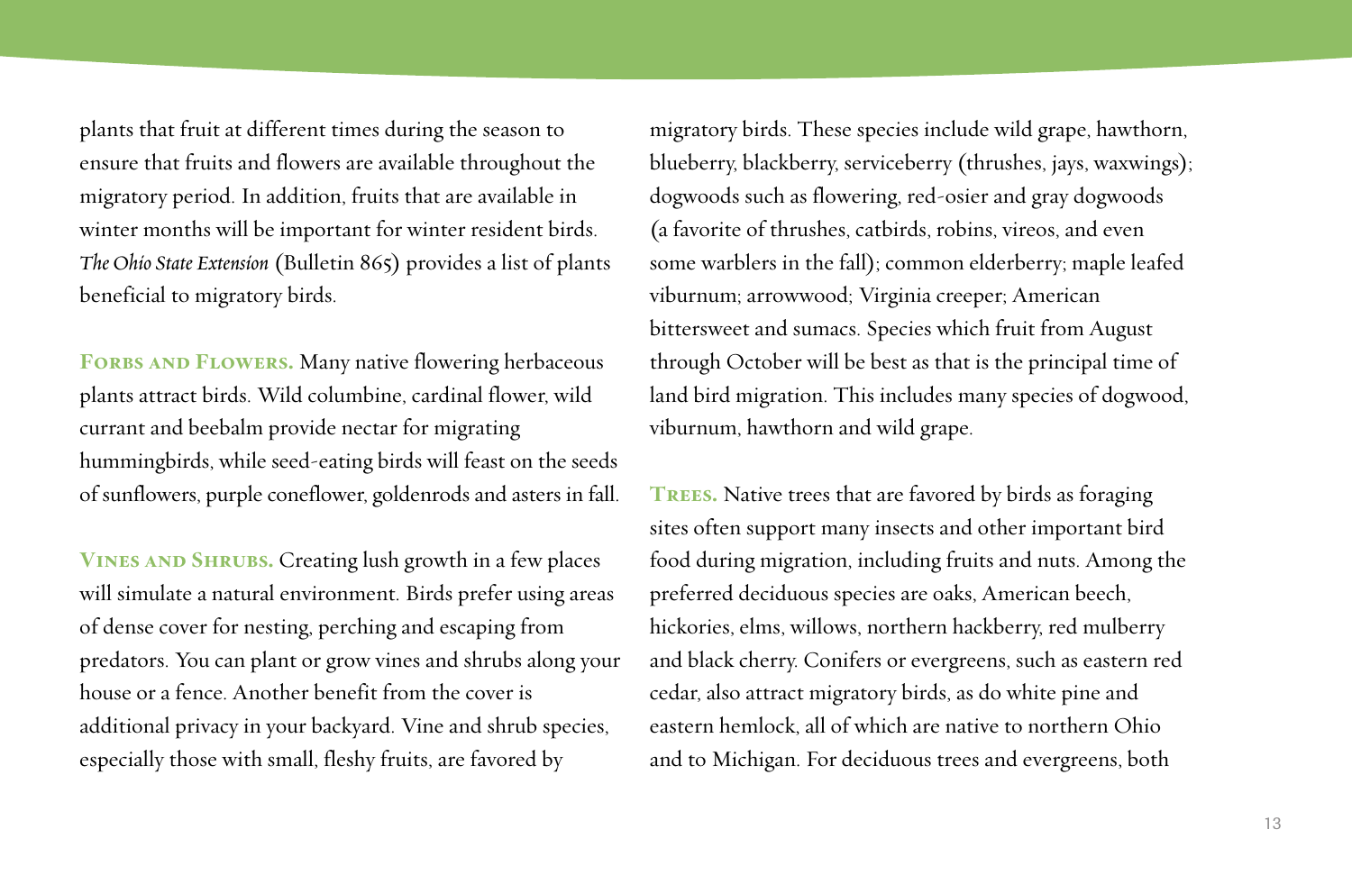plants that fruit at different times during the season to ensure that fruits and flowers are available throughout the migratory period. In addition, fruits that are available in winter months will be important for winter resident birds. *The Ohio State Extension* (Bulletin 865) provides a list of plants beneficial to migratory birds.

**Forbs and Flowers.** Many native flowering herbaceous plants attract birds. Wild columbine, cardinal flower, wild currant and beebalm provide nectar for migrating hummingbirds, while seed-eating birds will feast on the seeds of sunflowers, purple coneflower, goldenrods and asters in fall.

**Vines and Shrubs.** Creating lush growth in a few places will simulate a natural environment. Birds prefer using areas of dense cover for nesting, perching and escaping from predators. You can plant or grow vines and shrubs along your house or a fence. Another benefit from the cover is additional privacy in your backyard. Vine and shrub species, especially those with small, fleshy fruits, are favored by migratory birds. These species include wild grape, hawthorn, blueberry, blackberry, serviceberry (thrushes, jays, waxwings); dogwoods such as flowering, red-osier and gray dogwoods (a favorite of thrushes, catbirds, robins, vireos, and even some warblers in the fall); common elderberry; maple leafed viburnum; arrowwood; Virginia creeper; American bittersweet and sumacs. Species which fruit from August through October will be best as that is the principal time of land bird migration. This includes many species of dogwood, viburnum, hawthorn and wild grape.

**Trees.** Native trees that are favored by birds as foraging sites often support many insects and other important bird food during migration, including fruits and nuts. Among the preferred deciduous species are oaks, American beech, hickories, elms, willows, northern hackberry, red mulberry and black cherry. Conifers or evergreens, such as eastern red cedar, also attract migratory birds, as do white pine and eastern hemlock, all of which are native to northern Ohio and to Michigan. For deciduous trees and evergreens, both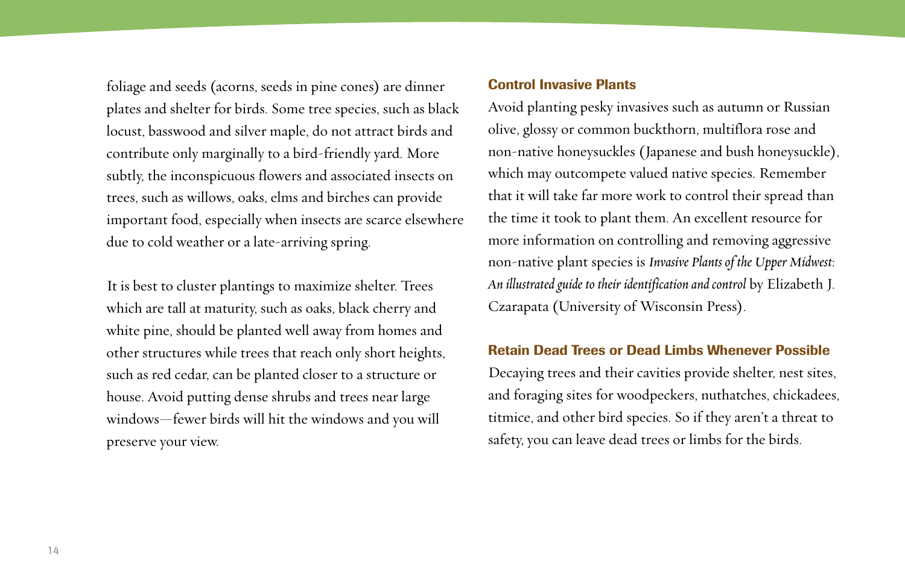foliage and seeds (acorns, seeds in pine cones) are dinner plates and shelter for birds. Some tree species, such as black locust, basswood and silver maple, do not attract birds and contribute only marginally to a bird-friendly yard. More subtly, the inconspicuous flowers and associated insects on trees, such as willows, oaks, elms and birches can provide important food, especially when insects are scarce elsewhere due to cold weather or a late-arriving spring.

It is best to cluster plantings to maximize shelter. Trees which are tall at maturity, such as oaks, black cherry and white pine, should be planted well away from homes and other structures while trees that reach only short heights, such as red cedar, can be planted closer to a structure or house. Avoid putting dense shrubs and trees near large windows—fewer birds will hit the windows and you will preserve your view.

### Control Invasive Plants

Avoid planting pesky invasives such as autumn or Russian olive, glossy or common buckthorn, multiflora rose and non-native honeysuckles (Japanese and bush honeysuckle), which may outcompete valued native species. Remember that it will take far more work to control their spread than the time it took to plant them. An excellent resource for more information on controlling and removing aggressive non-native plant species is *Invasive Plants of the Upper Midwest: An illustrated guide to their identification and control* by Elizabeth J. Czarapata (University of Wisconsin Press).

### Retain Dead Trees or Dead Limbs Whenever Possible

Decaying trees and their cavities provide shelter, nest sites, and foraging sites for woodpeckers, nuthatches, chickadees, titmice, and other bird species. So if they aren't a threat to safety, you can leave dead trees or limbs for the birds.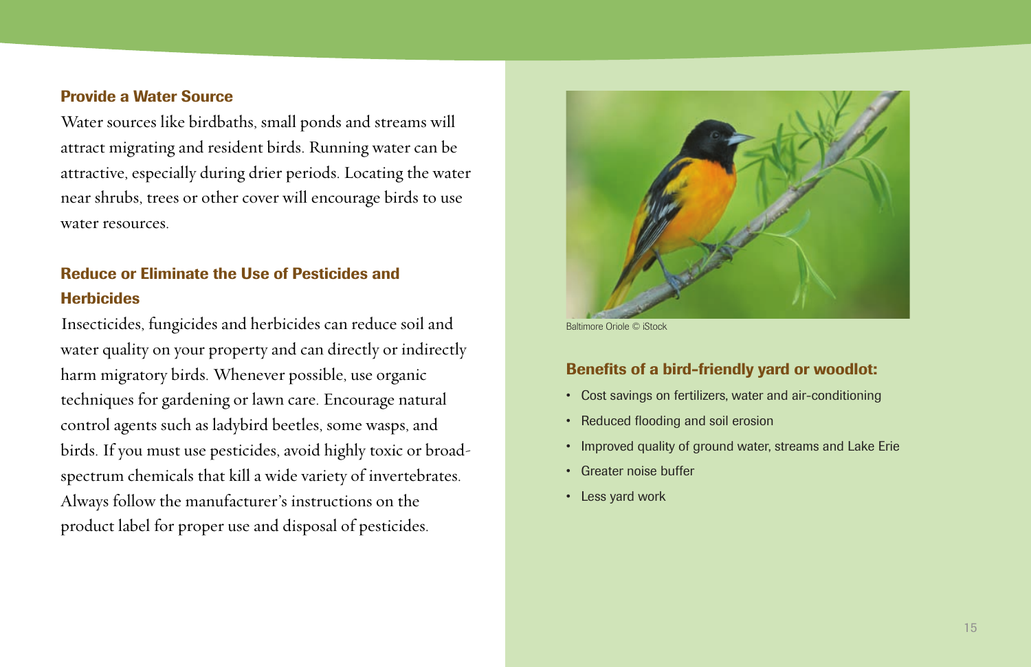## Provide a Water Source

Water sources like birdbaths, small ponds and streams will attract migrating and resident birds. Running water can be attractive, especially during drier periods. Locating the water near shrubs, trees or other cover will encourage birds to use water resources.

## Reduce or Eliminate the Use of Pesticides and Herbicides

Insecticides, fungicides and herbicides can reduce soil and water quality on your property and can directly or indirectly harm migratory birds. Whenever possible, use organic techniques for gardening or lawn care. Encourage natural control agents such as ladybird beetles, some wasps, and birds. If you must use pesticides, avoid highly toxic or broad-spectrum chemicals that kill a wide variety of invertebrates. Always follow the manufacturer's instructions on the product label for proper use and disposal of pesticides.

Baltimore Oriole © iStock

## Benefits of a bird-friendly yard or woodlot:

- Cost savings on fertilizers, water and air-conditioning
- Reduced flooding and soil erosion
- Improved quality of ground water, streams and Lake Erie
- Greater noise buffer
- Less yard work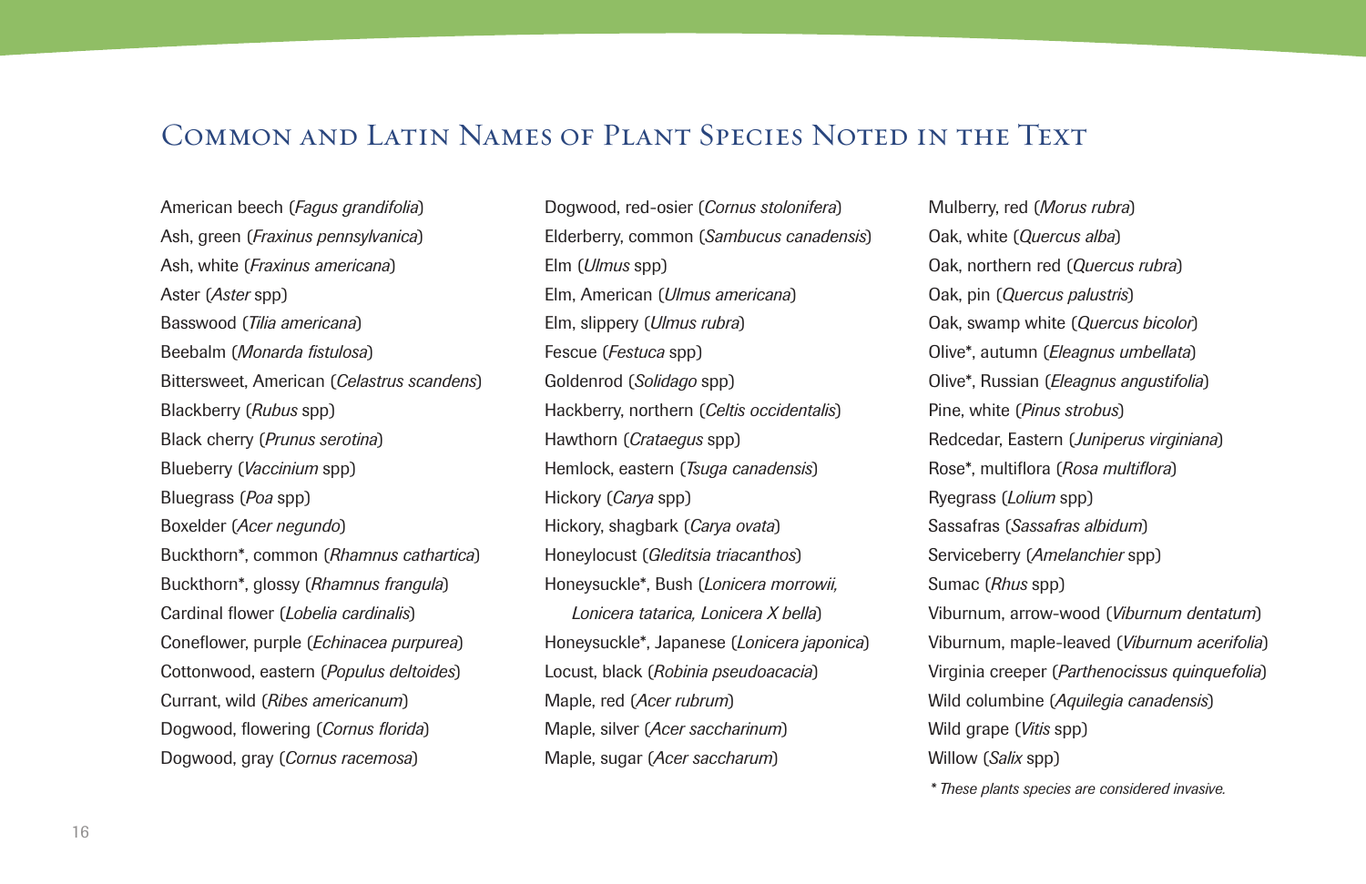## Common and Latin Names of Plant Species Noted in the Text

American beech (*Fagus grandifolia*)
Ash, green (*Fraxinus pennsylvanica*)
Ash, white (*Fraxinus americana*)
Aster (*Aster* spp)
Basswood (*Tilia americana*)
Beebalm (*Monarda fistulosa*)
Bittersweet, American (*Celastrus scandens*)
Blackberry (*Rubus* spp)
Black cherry (*Prunus serotina*)
Blueberry (*Vaccinium* spp)
Bluegrass (*Poa* spp)
Boxelder (*Acer negundo*)
Buckthorn*, common (*Rhamnus cathartica*)
Buckthorn*, glossy (*Rhamnus frangula*)
Cardinal flower (*Lobelia cardinalis*)
Coneflower, purple (*Echinacea purpurea*)
Cottonwood, eastern (*Populus deltoides*)
Currant, wild (*Ribes americanum*)
Dogwood, flowering (*Cornus florida*)
Dogwood, gray (*Cornus racemosa*)
Dogwood, red-osier (*Cornus stolonifera*)
Elderberry, common (*Sambucus canadensis*)
Elm (*Ulmus* spp)
Elm, American (*Ulmus americana*)
Elm, slippery (*Ulmus rubra*)
Fescue (*Festuca* spp)
Goldenrod (*Solidago* spp)
Hackberry, northern (*Celtis occidentalis*)
Hawthorn (*Crataegus* spp)
Hemlock, eastern (*Tsuga canadensis*)
Hickory (*Carya* spp)
Hickory, shagbark (*Carya ovata*)
Honeylocust (*Gleditsia triacanthos*)
Honeysuckle*, Bush (*Lonicera morrowii, Lonicera tatarica, Lonicera X bella*)
Honeysuckle*, Japanese (*Lonicera japonica*)
Locust, black (*Robinia pseudoacacia*)
Maple, red (*Acer rubrum*)
Maple, silver (*Acer saccharinum*)
Maple, sugar (*Acer saccharum*)
Mulberry, red (*Morus rubra*)
Oak, white (*Quercus alba*)
Oak, northern red (*Quercus rubra*)
Oak, pin (*Quercus palustris*)
Oak, swamp white (*Quercus bicolor*)
Olive*, autumn (*Eleagnus umbellata*)
Olive*, Russian (*Eleagnus angustifolia*)
Pine, white (*Pinus strobus*)
Redcedar, Eastern (*Juniperus virginiana*)
Rose*, multiflora (*Rosa multiflora*)
Ryegrass (*Lolium* spp)
Sassafras (*Sassafras albidum*)
Serviceberry (*Amelanchier* spp)
Sumac (*Rhus* spp)
Viburnum, arrow-wood (*Viburnum dentatum*)
Viburnum, maple-leaved (*Viburnum acerifolia*)
Virginia creeper (*Parthenocissus quinquefolia*)
Wild columbine (*Aquilegia canadensis*)
Wild grape (*Vitis* spp)
Willow (*Salix* spp)

*\* These plants species are considered invasive.*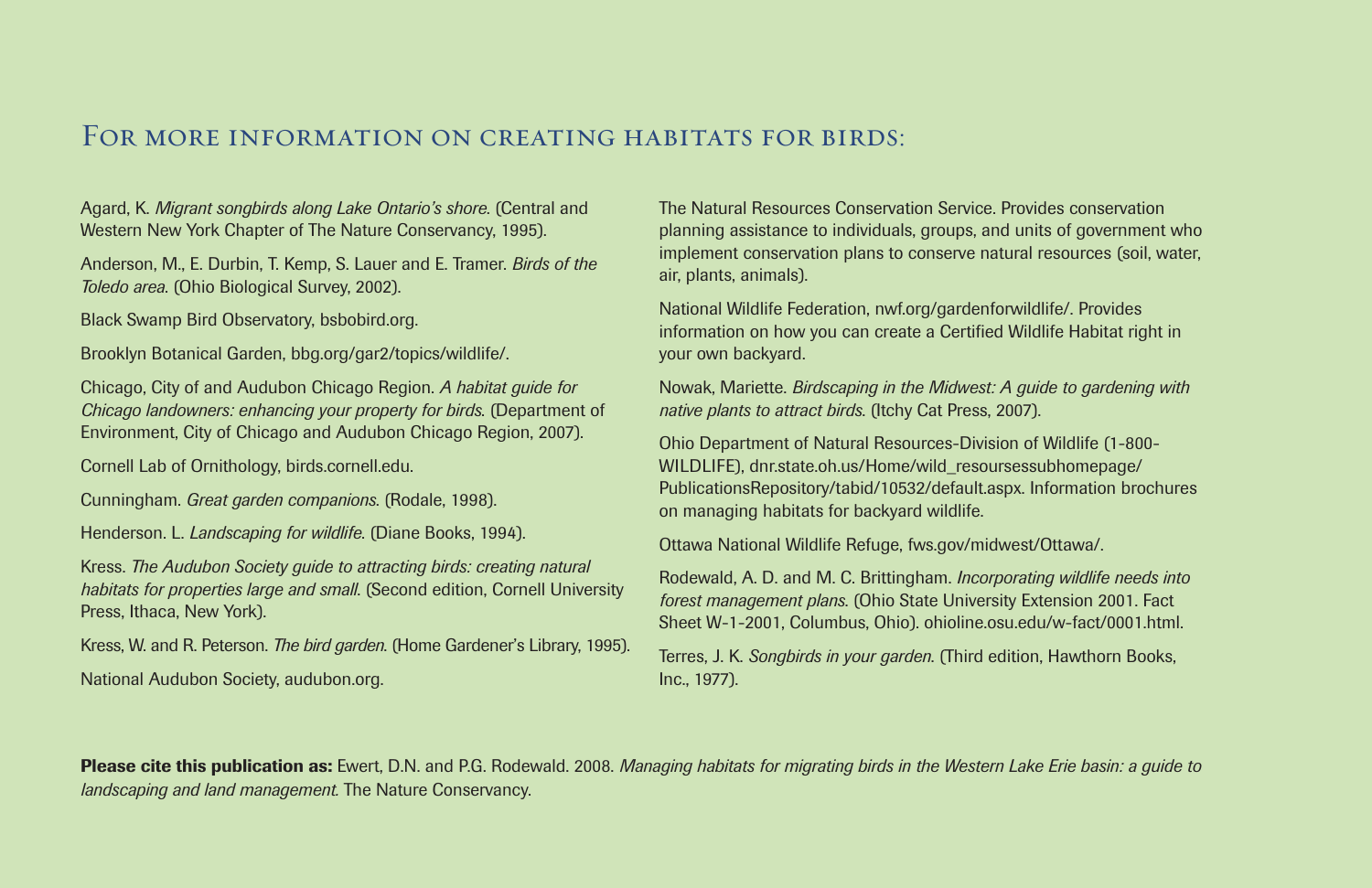# For more information on creating habitats for birds:

Agard, K. *Migrant songbirds along Lake Ontario's shore*. (Central and Western New York Chapter of The Nature Conservancy, 1995).

Anderson, M., E. Durbin, T. Kemp, S. Lauer and E. Tramer. *Birds of the Toledo area*. (Ohio Biological Survey, 2002).

Black Swamp Bird Observatory, bsbobird.org.

Brooklyn Botanical Garden, bbg.org/gar2/topics/wildlife/.

Chicago, City of and Audubon Chicago Region. *A habitat guide for Chicago landowners: enhancing your property for birds*. (Department of Environment, City of Chicago and Audubon Chicago Region, 2007).

Cornell Lab of Ornithology, birds.cornell.edu.

Cunningham. *Great garden companions*. (Rodale, 1998).

Henderson. L. *Landscaping for wildlife*. (Diane Books, 1994).

Kress. *The Audubon Society guide to attracting birds: creating natural habitats for properties large and small*. (Second edition, Cornell University Press, Ithaca, New York).

Kress, W. and R. Peterson. *The bird garden*. (Home Gardener's Library, 1995).

National Audubon Society, audubon.org.

The Natural Resources Conservation Service. Provides conservation planning assistance to individuals, groups, and units of government who implement conservation plans to conserve natural resources (soil, water, air, plants, animals).

National Wildlife Federation, nwf.org/gardenforwildlife/. Provides information on how you can create a Certified Wildlife Habitat right in your own backyard.

Nowak, Mariette. *Birdscaping in the Midwest: A guide to gardening with native plants to attract birds*. (Itchy Cat Press, 2007).

Ohio Department of Natural Resources-Division of Wildlife (1-800-WILDLIFE), dnr.state.oh.us/Home/wild_resoursessubhomepage/PublicationsRepository/tabid/10532/default.aspx. Information brochures on managing habitats for backyard wildlife.

Ottawa National Wildlife Refuge, fws.gov/midwest/Ottawa/.

Rodewald, A. D. and M. C. Brittingham. *Incorporating wildlife needs into forest management plans*. (Ohio State University Extension 2001. Fact Sheet W-1-2001, Columbus, Ohio). ohioline.osu.edu/w-fact/0001.html.

Terres, J. K. *Songbirds in your garden*. (Third edition, Hawthorn Books, Inc., 1977).

**Please cite this publication as:** Ewert, D.N. and P.G. Rodewald. 2008. *Managing habitats for migrating birds in the Western Lake Erie basin: a guide to landscaping and land management*. The Nature Conservancy.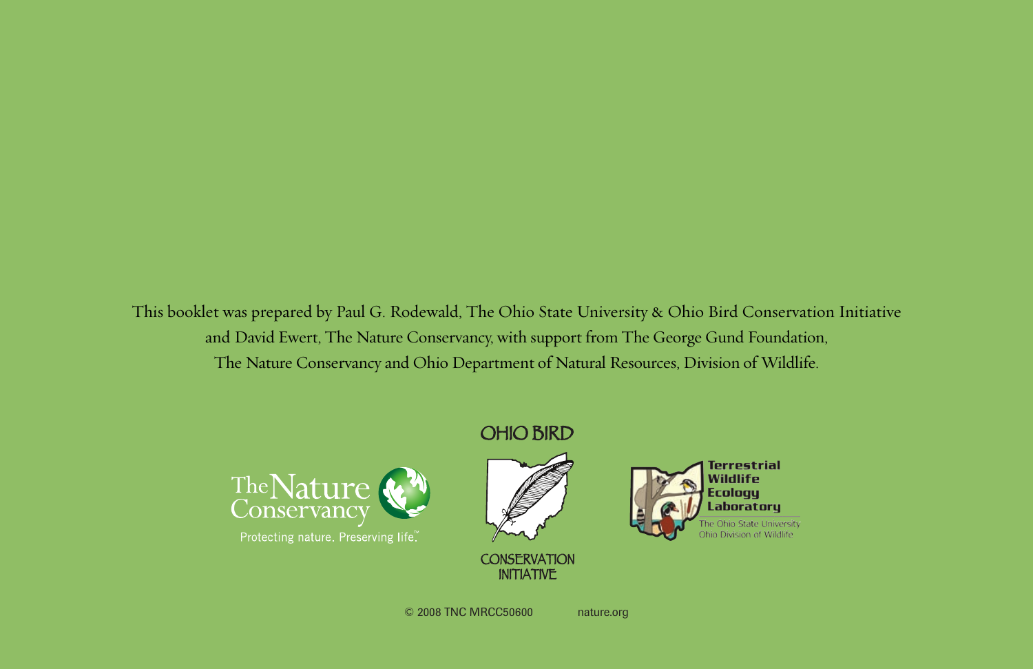This booklet was prepared by Paul G. Rodewald, The Ohio State University & Ohio Bird Conservation Initiative and David Ewert, The Nature Conservancy, with support from The George Gund Foundation, The Nature Conservancy and Ohio Department of Natural Resources, Division of Wildlife.

The Nature Conservancy

Protecting nature. Preserving life.™

OHIO BIRD CONSERVATION INITIATIVE

Terrestrial Wildlife Ecology Laboratory

The Ohio State University
Ohio Division of Wildlife

© 2008 TNC MRCC50600 nature.org